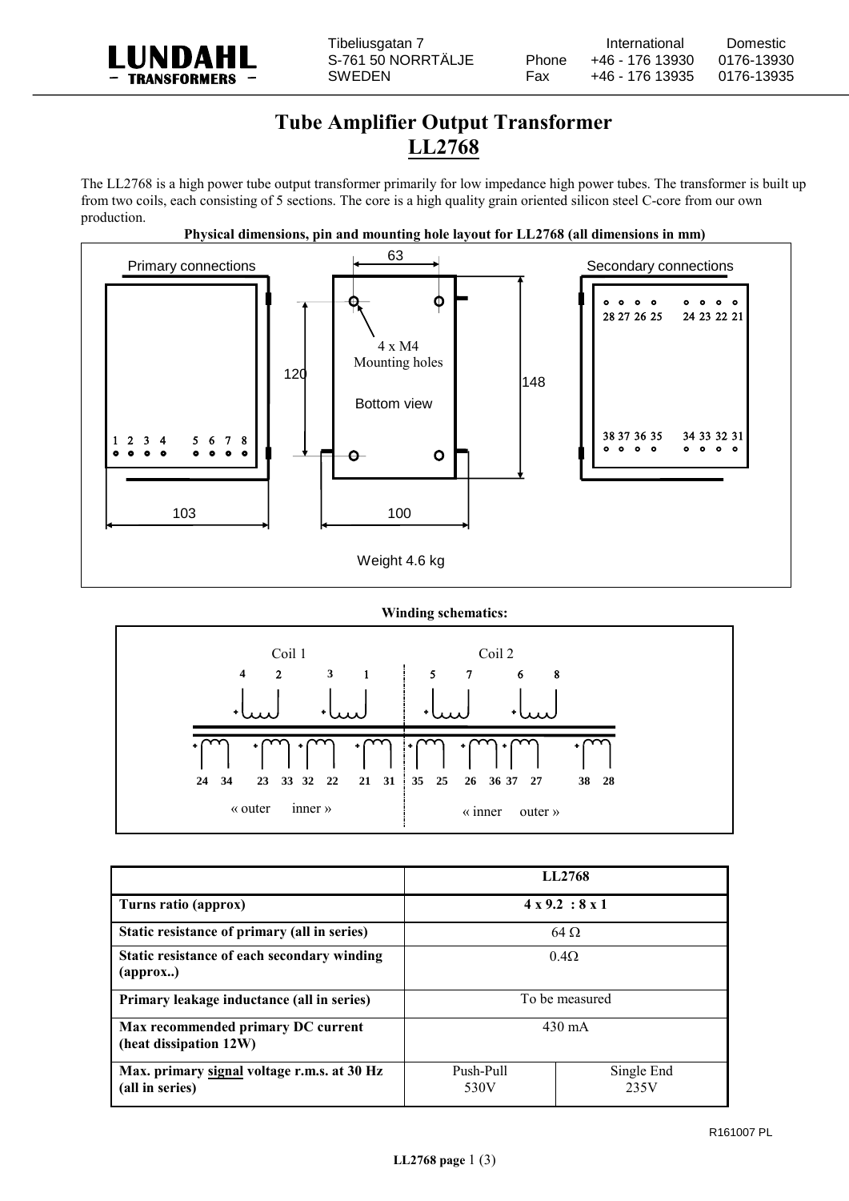LUNDAHL
– TRANSFORMERS –

Tibeliusgatan 7
S-761 50 NORRTÄLJE
SWEDEN

| | International | Domestic |
|---|---|---|
| Phone | +46 - 176 13930 | 0176-13930 |
| Fax | +46 - 176 13935 | 0176-13935 |

# Tube Amplifier Output Transformer
## LL2768

The LL2768 is a high power tube output transformer primarily for low impedance high power tubes. The transformer is built up from two coils, each consisting of 5 sections. The core is a high quality grain oriented silicon steel C-core from our own production.

**Physical dimensions, pin and mounting hole layout for LL2768 (all dimensions in mm)**

Primary connections: 1 2 3 4 5 6 7 8

Secondary connections: 28 27 26 25 24 23 22 21 / 38 37 36 35 34 33 32 31

4 x M4 Mounting holes

Bottom view

63, 120, 148, 103, 100

Weight 4.6 kg

**Winding schematics:**

Coil 1: primaries 4–2, 3–1; secondaries 24–34, 23–33, 32–22, 21–31 (« outer inner »)

Coil 2: primaries 5–7, 6–8; secondaries 35–25, 26–36, 37–27, 38–28 (« inner outer »)

| | LL2768 | |
|---|---|---|
| **Turns ratio (approx)** | **4 x 9.2 : 8 x 1** | |
| **Static resistance of primary (all in series)** | 64 Ω | |
| **Static resistance of each secondary winding (approx..)** | 0.4Ω | |
| **Primary leakage inductance (all in series)** | To be measured | |
| **Max recommended primary DC current (heat dissipation 12W)** | 430 mA | |
| **Max. primary signal voltage r.m.s. at 30 Hz (all in series)** | Push-Pull 530V | Single End 235V |

R161007 PL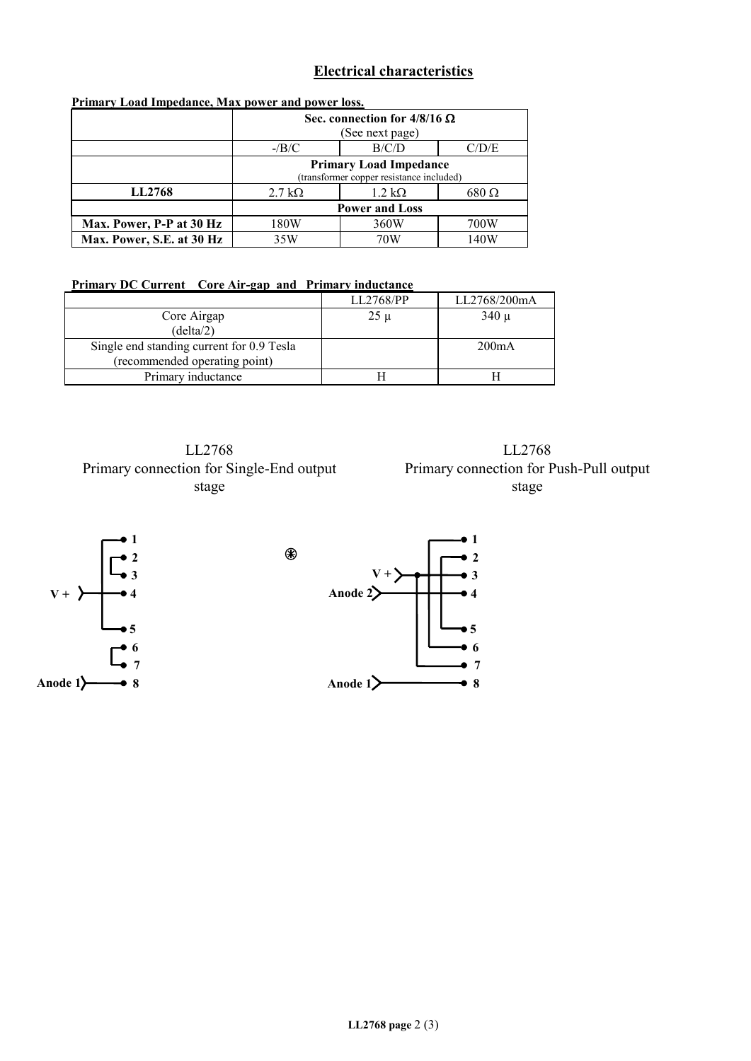## Electrical characteristics

**Primary Load Impedance, Max power and power loss.**

| | **Sec. connection for 4/8/16 Ω** (See next page) | | |
|---|---|---|---|
| | -/B/C | B/C/D | C/D/E |
| | **Primary Load Impedance** (transformer copper resistance included) | | |
| **LL2768** | 2.7 kΩ | 1.2 kΩ | 680 Ω |
| | **Power and Loss** | | |
| **Max. Power, P-P at 30 Hz** | 180W | 360W | 700W |
| **Max. Power, S.E. at 30 Hz** | 35W | 70W | 140W |

**Primary DC Current Core Air-gap and Primary inductance**

| | LL2768/PP | LL2768/200mA |
|---|---|---|
| Core Airgap (delta/2) | 25 μ | 340 μ |
| Single end standing current for 0.9 Tesla (recommended operating point) | | 200mA |
| Primary inductance | H | H |

LL2768
Primary connection for Single-End output stage

- V + → 4 (connected to 1 and 5)
- 2 connected to 3
- 6 connected to 7
- Anode 1 → 8

LL2768
Primary connection for Push-Pull output stage

- V + → 3 (connected to 2 and 7)
- Anode 2 → 4 (connected to 6)
- 1 connected to 5
- Anode 1 → 8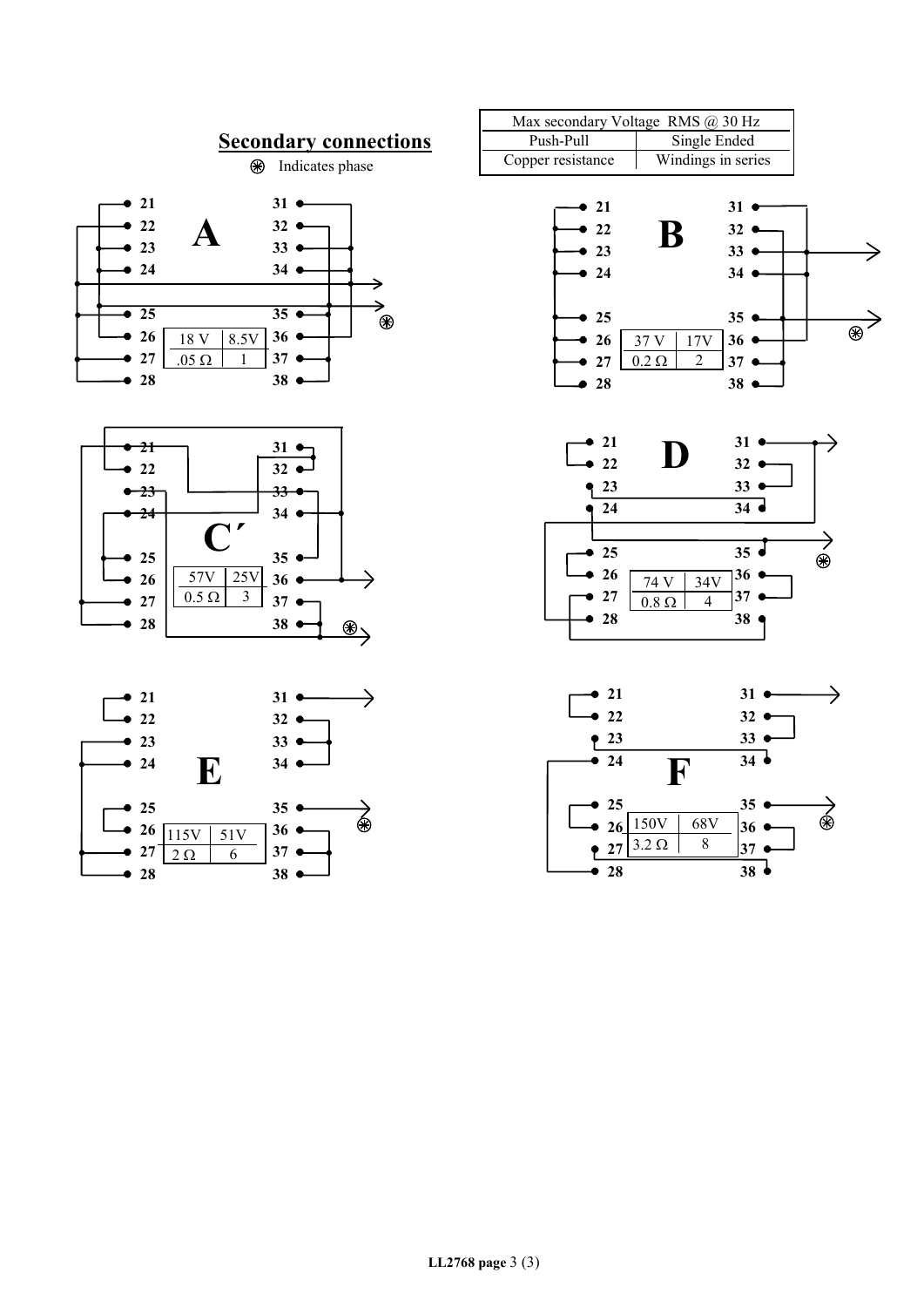## Secondary connections

⊛ Indicates phase

| Max secondary Voltage RMS @ 30 Hz | |
|---|---|
| Push-Pull | Single Ended |
| Copper resistance | Windings in series |

**A**

21 22 23 24 25 26 27 28 — 31 32 33 34 35 36 37 38

| | |
|---|---|
| 18 V | 8.5V |
| .05 Ω | 1 |

**B**

21 22 23 24 25 26 27 28 — 31 32 33 34 35 36 37 38

| | |
|---|---|
| 37 V | 17V |
| 0.2 Ω | 2 |

**C´**

21 22 23 24 25 26 27 28 — 31 32 33 34 35 36 37 38

| | |
|---|---|
| 57V | 25V |
| 0.5 Ω | 3 |

**D**

21 22 23 24 25 26 27 28 — 31 32 33 34 35 36 37 38

| | |
|---|---|
| 74 V | 34V |
| 0.8 Ω | 4 |

**E**

21 22 23 24 25 26 27 28 — 31 32 33 34 35 36 37 38

| | |
|---|---|
| 115V | 51V |
| 2 Ω | 6 |

**F**

21 22 23 24 25 26 27 28 — 31 32 33 34 35 36 37 38

| | |
|---|---|
| 150V | 68V |
| 3.2 Ω | 8 |